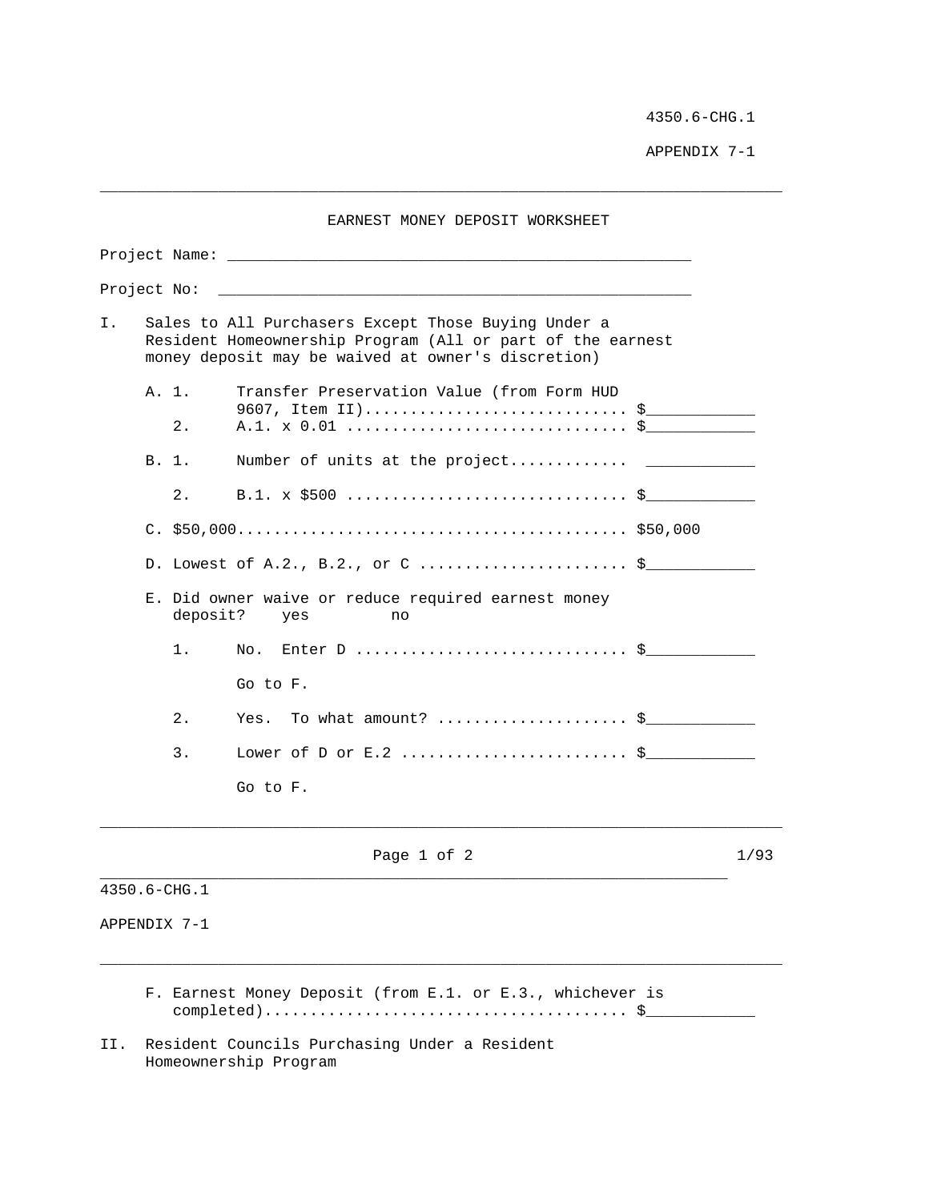# EARNEST MONEY DEPOSIT WORKSHEET

Project Name: ____________________________________________________

Project No: ____________________________________________________

I. Sales to All Purchasers Except Those Buying Under a Resident Homeownership Program (All or part of the earnest money deposit may be waived at owner's discretion)

A. 1. Transfer Preservation Value (from Form HUD 9607, Item II)............................ $___________

2. A.1. x 0.01 .............................. $___________

B. 1. Number of units at the project............ ___________

2. B.1. x $500 .............................. $___________

C. $50,000.......................................... $50,000

D. Lowest of A.2., B.2., or C ...................... $___________

E. Did owner waive or reduce required earnest money deposit? yes no

1. No. Enter D ............................. $___________

Go to F.

2. Yes. To what amount? .................... $___________

3. Lower of D or E.2 ........................ $___________

Go to F.

F. Earnest Money Deposit (from E.1. or E.3., whichever is completed)....................................... $___________

II. Resident Councils Purchasing Under a Resident Homeownership Program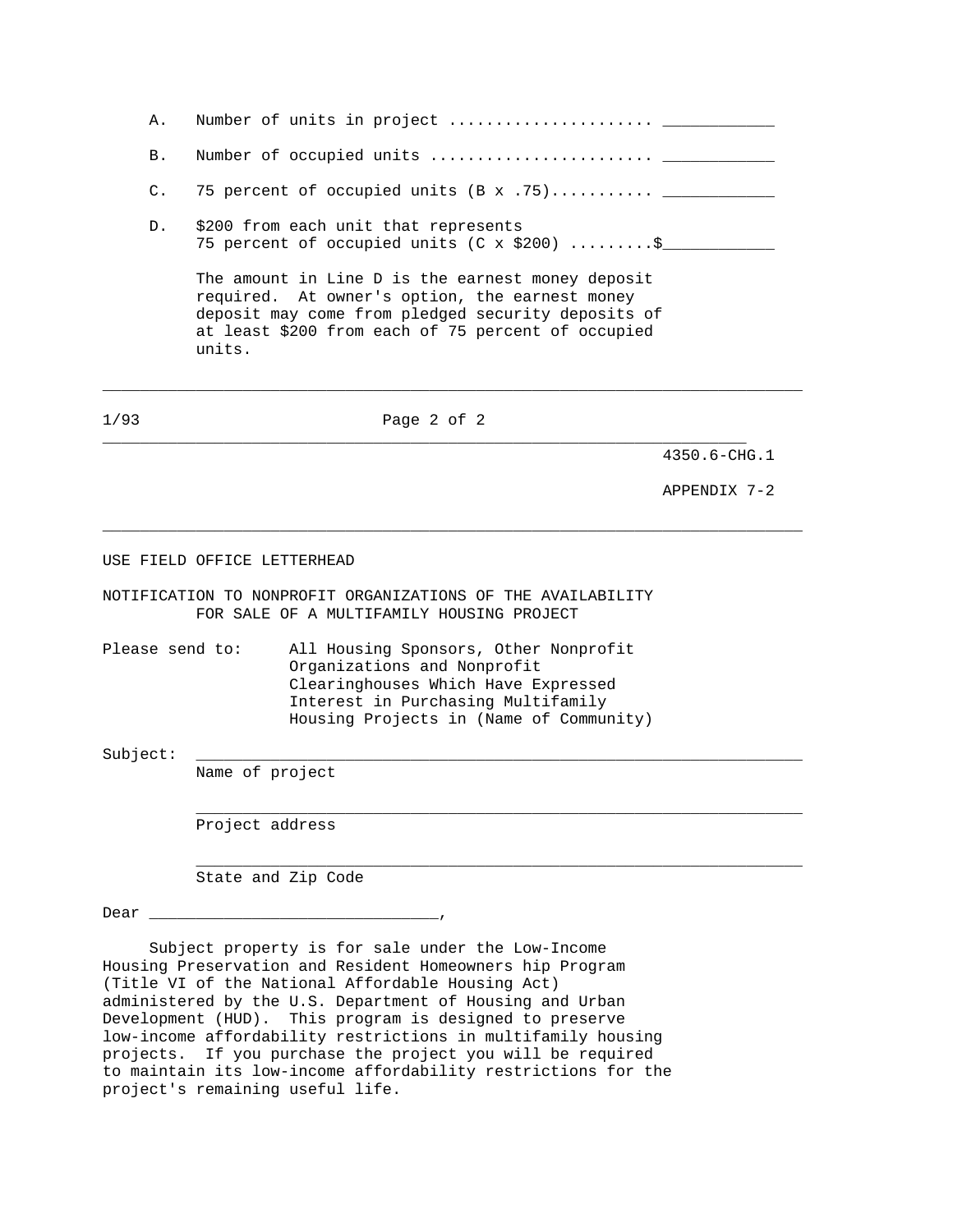A. Number of units in project ..................... ___________

B. Number of occupied units ....................... ___________

C. 75 percent of occupied units (B x .75)........... ___________

D. $200 from each unit that represents 75 percent of occupied units (C x $200) .........$___________

The amount in Line D is the earnest money deposit required. At owner's option, the earnest money deposit may come from pledged security deposits of at least $200 from each of 75 percent of occupied units.

---

4350.6-CHG.1

APPENDIX 7-2

---

USE FIELD OFFICE LETTERHEAD

NOTIFICATION TO NONPROFIT ORGANIZATIONS OF THE AVAILABILITY FOR SALE OF A MULTIFAMILY HOUSING PROJECT

Please send to: All Housing Sponsors, Other Nonprofit Organizations and Nonprofit Clearinghouses Which Have Expressed Interest in Purchasing Multifamily Housing Projects in (Name of Community)

Subject: ________________________________________________
Name of project

________________________________________________
Project address

________________________________________________
State and Zip Code

Dear _______________________________,

Subject property is for sale under the Low-Income Housing Preservation and Resident Homeowners hip Program (Title VI of the National Affordable Housing Act) administered by the U.S. Department of Housing and Urban Development (HUD). This program is designed to preserve low-income affordability restrictions in multifamily housing projects. If you purchase the project you will be required to maintain its low-income affordability restrictions for the project's remaining useful life.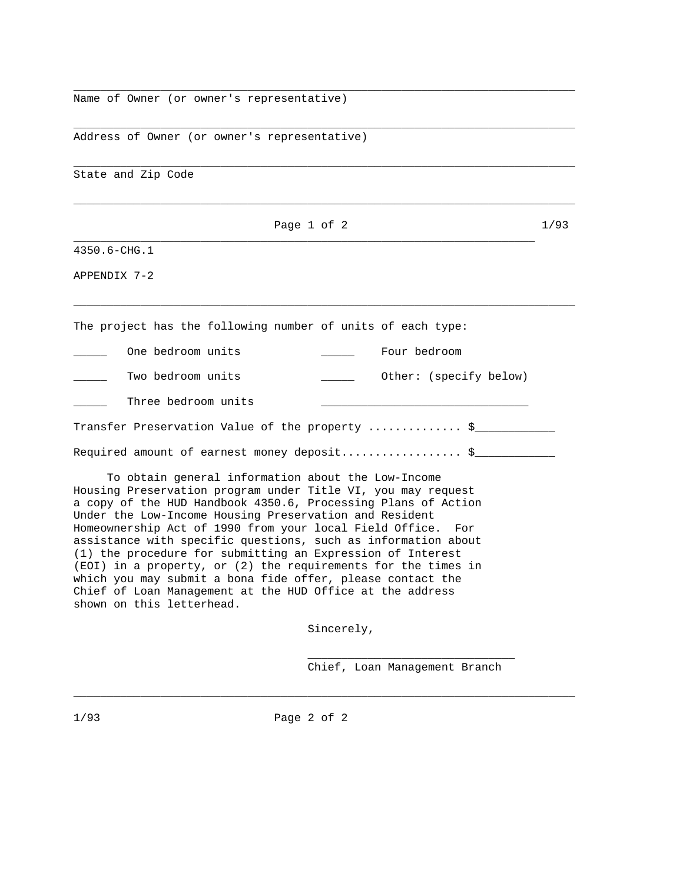_______________________________________________________________________
Name of Owner (or owner's representative)

_______________________________________________________________________
Address of Owner (or owner's representative)

_______________________________________________________________________
State and Zip Code

4350.6-CHG.1

APPENDIX 7-2

The project has the following number of units of each type:

_____ One bedroom units _____ Four bedroom

_____ Two bedroom units _____ Other: (specify below)

_____ Three bedroom units _______________________________

Transfer Preservation Value of the property .............. $____________

Required amount of earnest money deposit.................. $____________

To obtain general information about the Low-Income Housing Preservation program under Title VI, you may request a copy of the HUD Handbook 4350.6, Processing Plans of Action Under the Low-Income Housing Preservation and Resident Homeownership Act of 1990 from your local Field Office. For assistance with specific questions, such as information about (1) the procedure for submitting an Expression of Interest (EOI) in a property, or (2) the requirements for the times in which you may submit a bona fide offer, please contact the Chief of Loan Management at the HUD Office at the address shown on this letterhead.

Sincerely,

______________________________
Chief, Loan Management Branch